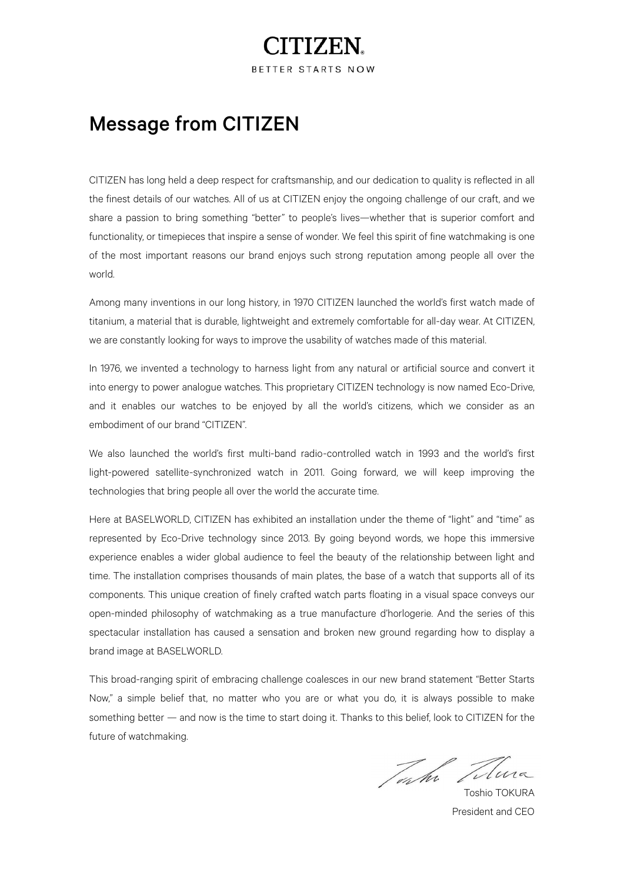CITIZEN

BETTER STARTS NOW

# Message from CITIZEN

CITIZEN has long held a deep respect for craftsmanship, and our dedication to quality is reflected in all the finest details of our watches. All of us at CITIZEN enjoy the ongoing challenge of our craft, and we share a passion to bring something "better" to people's lives—whether that is superior comfort and functionality, or timepieces that inspire a sense of wonder. We feel this spirit of fine watchmaking is one of the most important reasons our brand enjoys such strong reputation among people all over the world.

Among many inventions in our long history, in 1970 CITIZEN launched the world's first watch made of titanium, a material that is durable, lightweight and extremely comfortable for all-day wear. At CITIZEN, we are constantly looking for ways to improve the usability of watches made of this material.

In 1976, we invented a technology to harness light from any natural or artificial source and convert it into energy to power analogue watches. This proprietary CITIZEN technology is now named Eco-Drive, and it enables our watches to be enjoyed by all the world's citizens, which we consider as an embodiment of our brand "CITIZEN".

We also launched the world's first multi-band radio-controlled watch in 1993 and the world's first light-powered satellite-synchronized watch in 2011. Going forward, we will keep improving the technologies that bring people all over the world the accurate time.

Here at BASELWORLD, CITIZEN has exhibited an installation under the theme of "light" and "time" as represented by Eco-Drive technology since 2013. By going beyond words, we hope this immersive experience enables a wider global audience to feel the beauty of the relationship between light and time. The installation comprises thousands of main plates, the base of a watch that supports all of its components. This unique creation of finely crafted watch parts floating in a visual space conveys our open-minded philosophy of watchmaking as a true manufacture d'horlogerie. And the series of this spectacular installation has caused a sensation and broken new ground regarding how to display a brand image at BASELWORLD.

This broad-ranging spirit of embracing challenge coalesces in our new brand statement "Better Starts Now," a simple belief that, no matter who you are or what you do, it is always possible to make something better — and now is the time to start doing it. Thanks to this belief, look to CITIZEN for the future of watchmaking.

Toshio TOKURA
President and CEO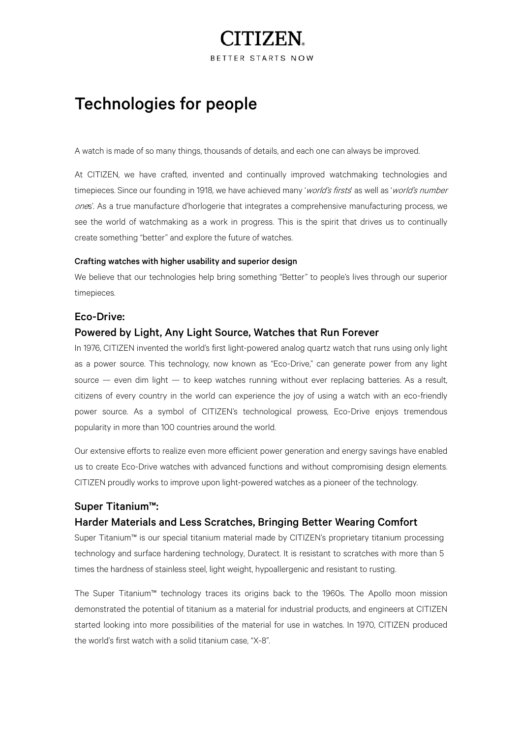# Technologies for people

A watch is made of so many things, thousands of details, and each one can always be improved.

At CITIZEN, we have crafted, invented and continually improved watchmaking technologies and timepieces. Since our founding in 1918, we have achieved many '*world's firsts*' as well as '*world's number ones*'. As a true manufacture d'horlogerie that integrates a comprehensive manufacturing process, we see the world of watchmaking as a work in progress. This is the spirit that drives us to continually create something "better" and explore the future of watches.

**Crafting watches with higher usability and superior design**

We believe that our technologies help bring something "Better" to people's lives through our superior timepieces.

## Eco-Drive:
## Powered by Light, Any Light Source, Watches that Run Forever

In 1976, CITIZEN invented the world's first light-powered analog quartz watch that runs using only light as a power source. This technology, now known as "Eco-Drive," can generate power from any light source — even dim light — to keep watches running without ever replacing batteries. As a result, citizens of every country in the world can experience the joy of using a watch with an eco-friendly power source. As a symbol of CITIZEN's technological prowess, Eco-Drive enjoys tremendous popularity in more than 100 countries around the world.

Our extensive efforts to realize even more efficient power generation and energy savings have enabled us to create Eco-Drive watches with advanced functions and without compromising design elements. CITIZEN proudly works to improve upon light-powered watches as a pioneer of the technology.

## Super Titanium™:
## Harder Materials and Less Scratches, Bringing Better Wearing Comfort

Super Titanium™ is our special titanium material made by CITIZEN's proprietary titanium processing technology and surface hardening technology, Duratect. It is resistant to scratches with more than 5 times the hardness of stainless steel, light weight, hypoallergenic and resistant to rusting.

The Super Titanium™ technology traces its origins back to the 1960s. The Apollo moon mission demonstrated the potential of titanium as a material for industrial products, and engineers at CITIZEN started looking into more possibilities of the material for use in watches. In 1970, CITIZEN produced the world's first watch with a solid titanium case, "X-8".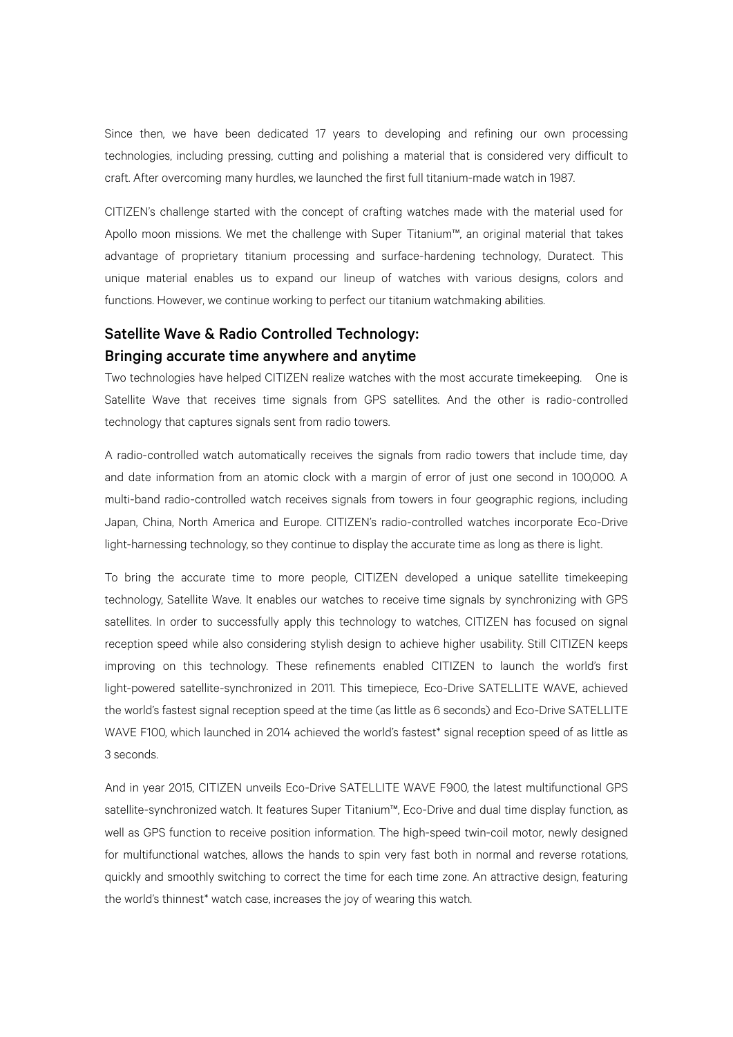Since then, we have been dedicated 17 years to developing and refining our own processing technologies, including pressing, cutting and polishing a material that is considered very difficult to craft. After overcoming many hurdles, we launched the first full titanium-made watch in 1987.

CITIZEN's challenge started with the concept of crafting watches made with the material used for Apollo moon missions. We met the challenge with Super Titanium™, an original material that takes advantage of proprietary titanium processing and surface-hardening technology, Duratect. This unique material enables us to expand our lineup of watches with various designs, colors and functions. However, we continue working to perfect our titanium watchmaking abilities.

## Satellite Wave & Radio Controlled Technology:
## Bringing accurate time anywhere and anytime

Two technologies have helped CITIZEN realize watches with the most accurate timekeeping. One is Satellite Wave that receives time signals from GPS satellites. And the other is radio-controlled technology that captures signals sent from radio towers.

A radio-controlled watch automatically receives the signals from radio towers that include time, day and date information from an atomic clock with a margin of error of just one second in 100,000. A multi-band radio-controlled watch receives signals from towers in four geographic regions, including Japan, China, North America and Europe. CITIZEN's radio-controlled watches incorporate Eco-Drive light-harnessing technology, so they continue to display the accurate time as long as there is light.

To bring the accurate time to more people, CITIZEN developed a unique satellite timekeeping technology, Satellite Wave. It enables our watches to receive time signals by synchronizing with GPS satellites. In order to successfully apply this technology to watches, CITIZEN has focused on signal reception speed while also considering stylish design to achieve higher usability. Still CITIZEN keeps improving on this technology. These refinements enabled CITIZEN to launch the world's first light-powered satellite-synchronized in 2011. This timepiece, Eco-Drive SATELLITE WAVE, achieved the world's fastest signal reception speed at the time (as little as 6 seconds) and Eco-Drive SATELLITE WAVE F100, which launched in 2014 achieved the world's fastest* signal reception speed of as little as 3 seconds.

And in year 2015, CITIZEN unveils Eco-Drive SATELLITE WAVE F900, the latest multifunctional GPS satellite-synchronized watch. It features Super Titanium™, Eco-Drive and dual time display function, as well as GPS function to receive position information. The high-speed twin-coil motor, newly designed for multifunctional watches, allows the hands to spin very fast both in normal and reverse rotations, quickly and smoothly switching to correct the time for each time zone. An attractive design, featuring the world's thinnest* watch case, increases the joy of wearing this watch.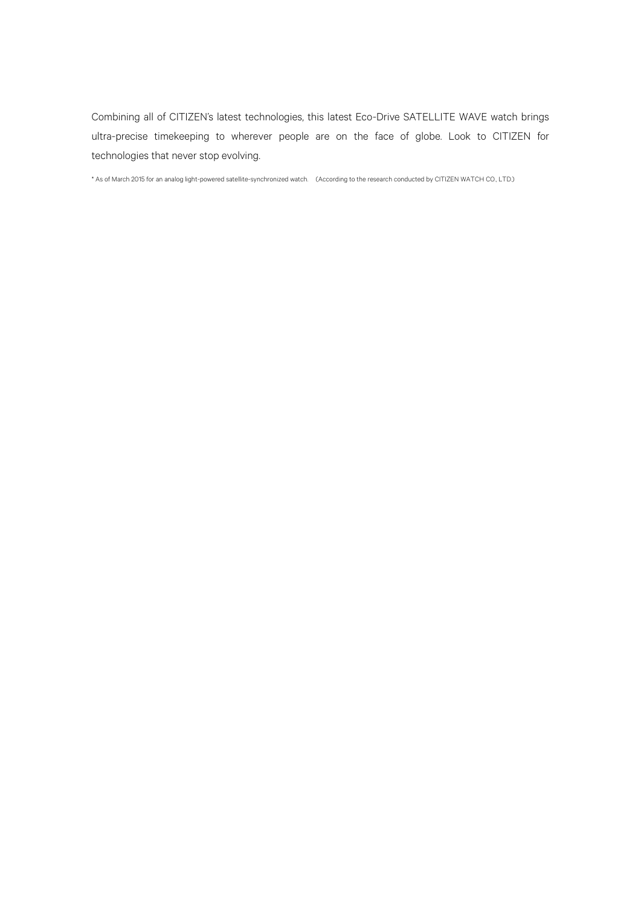Combining all of CITIZEN's latest technologies, this latest Eco-Drive SATELLITE WAVE watch brings ultra-precise timekeeping to wherever people are on the face of globe. Look to CITIZEN for technologies that never stop evolving.

* As of March 2015 for an analog light-powered satellite-synchronized watch. （According to the research conducted by CITIZEN WATCH CO., LTD.）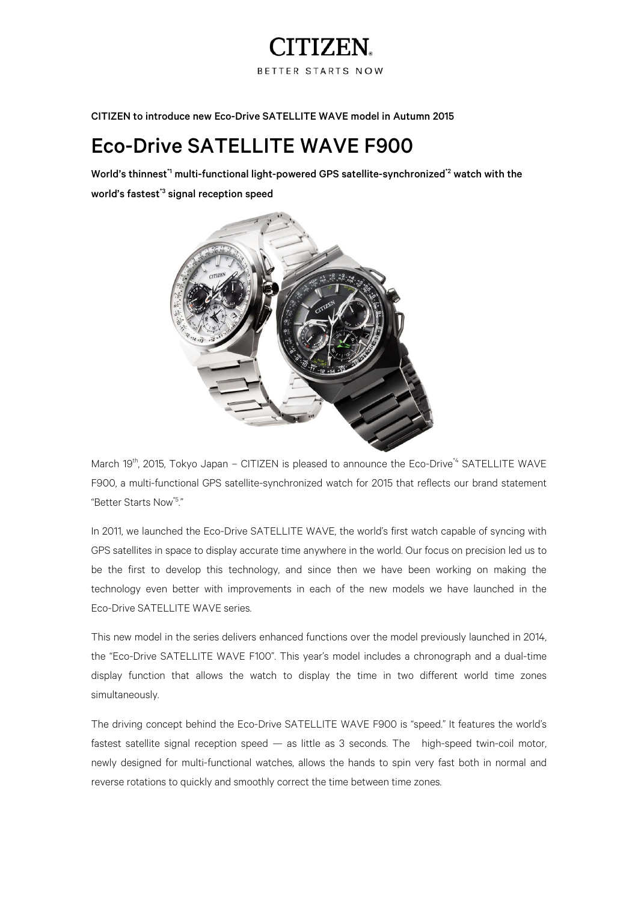CITIZEN

BETTER STARTS NOW

**CITIZEN to introduce new Eco-Drive SATELLITE WAVE model in Autumn 2015**

# Eco-Drive SATELLITE WAVE F900

**World's thinnest[*1] multi-functional light-powered GPS satellite-synchronized[*2] watch with the world's fastest[*3] signal reception speed**

March 19th, 2015, Tokyo Japan – CITIZEN is pleased to announce the Eco-Drive[*4] SATELLITE WAVE F900, a multi-functional GPS satellite-synchronized watch for 2015 that reflects our brand statement "Better Starts Now[*5]."

In 2011, we launched the Eco-Drive SATELLITE WAVE, the world's first watch capable of syncing with GPS satellites in space to display accurate time anywhere in the world. Our focus on precision led us to be the first to develop this technology, and since then we have been working on making the technology even better with improvements in each of the new models we have launched in the Eco-Drive SATELLITE WAVE series.

This new model in the series delivers enhanced functions over the model previously launched in 2014, the "Eco-Drive SATELLITE WAVE F100". This year's model includes a chronograph and a dual-time display function that allows the watch to display the time in two different world time zones simultaneously.

The driving concept behind the Eco-Drive SATELLITE WAVE F900 is "speed." It features the world's fastest satellite signal reception speed — as little as 3 seconds. The high-speed twin-coil motor, newly designed for multi-functional watches, allows the hands to spin very fast both in normal and reverse rotations to quickly and smoothly correct the time between time zones.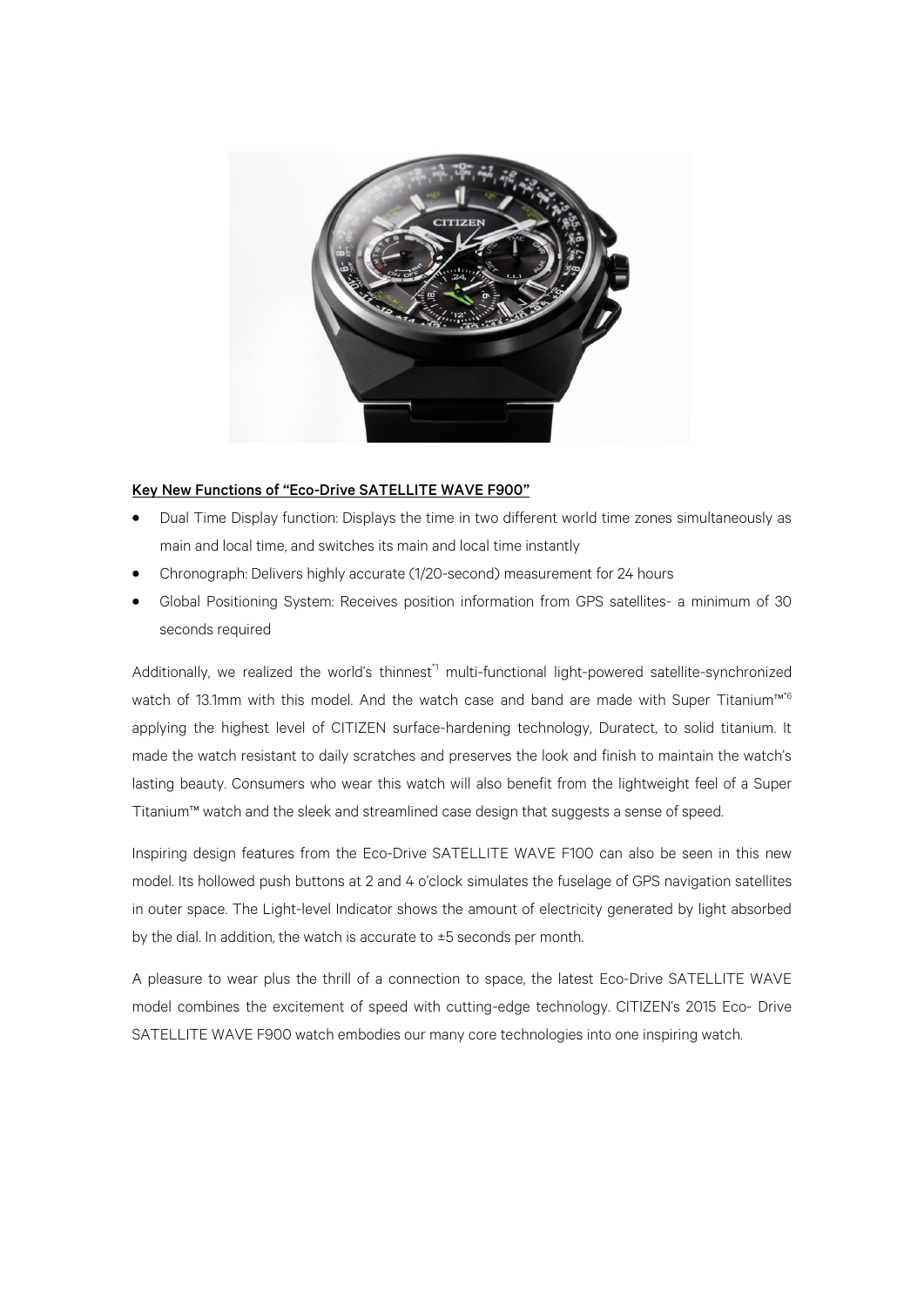**Key New Functions of "Eco-Drive SATELLITE WAVE F900"**

- Dual Time Display function: Displays the time in two different world time zones simultaneously as main and local time, and switches its main and local time instantly
- Chronograph: Delivers highly accurate (1/20-second) measurement for 24 hours
- Global Positioning System: Receives position information from GPS satellites- a minimum of 30 seconds required

Additionally, we realized the world's thinnest[*1] multi-functional light-powered satellite-synchronized watch of 13.1mm with this model. And the watch case and band are made with Super Titanium™[*6] applying the highest level of CITIZEN surface-hardening technology, Duratect, to solid titanium. It made the watch resistant to daily scratches and preserves the look and finish to maintain the watch's lasting beauty. Consumers who wear this watch will also benefit from the lightweight feel of a Super Titanium™ watch and the sleek and streamlined case design that suggests a sense of speed.

Inspiring design features from the Eco-Drive SATELLITE WAVE F100 can also be seen in this new model. Its hollowed push buttons at 2 and 4 o'clock simulates the fuselage of GPS navigation satellites in outer space. The Light-level Indicator shows the amount of electricity generated by light absorbed by the dial. In addition, the watch is accurate to ±5 seconds per month.

A pleasure to wear plus the thrill of a connection to space, the latest Eco-Drive SATELLITE WAVE model combines the excitement of speed with cutting-edge technology. CITIZEN's 2015 Eco- Drive SATELLITE WAVE F900 watch embodies our many core technologies into one inspiring watch.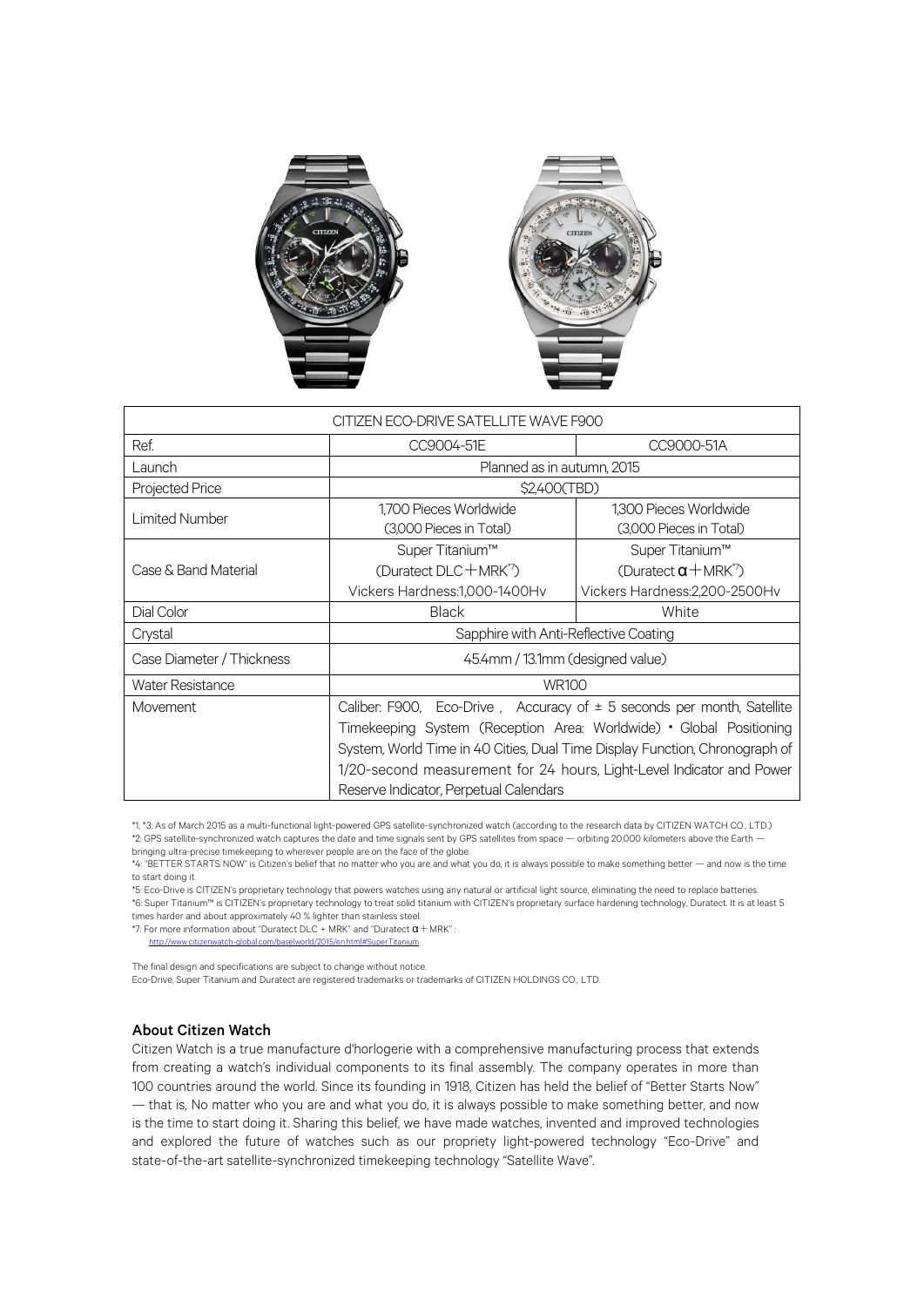| CITIZEN ECO-DRIVE SATELLITE WAVE F900 | | |
|---|---|---|
| Ref. | CC9004-51E | CC9000-51A |
| Launch | Planned as in autumn, 2015 | |
| Projected Price | $2,400(TBD) | |
| Limited Number | 1,700 Pieces Worldwide (3,000 Pieces in Total) | 1,300 Pieces Worldwide (3,000 Pieces in Total) |
| Case & Band Material | Super Titanium™ (Duratect DLC＋MRK[*7]) Vickers Hardness:1,000-1400Hv | Super Titanium™ (Duratect α＋MRK[*7]) Vickers Hardness:2,200-2500Hv |
| Dial Color | Black | White |
| Crystal | Sapphire with Anti-Reflective Coating | |
| Case Diameter / Thickness | 45.4mm / 13.1mm (designed value) | |
| Water Resistance | WR100 | |
| Movement | Caliber: F900, Eco-Drive, Accuracy of ± 5 seconds per month, Satellite Timekeeping System (Reception Area: Worldwide) • Global Positioning System, World Time in 40 Cities, Dual Time Display Function, Chronograph of 1/20-second measurement for 24 hours, Light-Level Indicator and Power Reserve Indicator, Perpetual Calendars | |

*1, *3: As of March 2015 as a multi-functional light-powered GPS satellite-synchronized watch (according to the research data by CITIZEN WATCH CO., LTD.)
*2: GPS satellite-synchronized watch captures the date and time signals sent by GPS satellites from space — orbiting 20,000 kilometers above the Earth — bringing ultra-precise timekeeping to wherever people are on the face of the globe.
*4: "BETTER STARTS NOW" is Citizen's belief that no matter who you are and what you do, it is always possible to make something better — and now is the time to start doing it.
*5: Eco-Drive is CITIZEN's proprietary technology that powers watches using any natural or artificial light source, eliminating the need to replace batteries.
*6: Super Titanium™ is CITIZEN's proprietary technology to treat solid titanium with CITIZEN's proprietary surface hardening technology, Duratect. It is at least 5 times harder and about approximately 40 % lighter than stainless steel.
*7: For more information about "Duratect DLC + MRK" and "Duratect α＋MRK" :
http://www.citizenwatch-global.com/baselworld/2015/en.html#SuperTitanium

The final design and specifications are subject to change without notice.
Eco-Drive, Super Titanium and Duratect are registered trademarks or trademarks of CITIZEN HOLDINGS CO., LTD.

### About Citizen Watch

Citizen Watch is a true manufacture d'horlogerie with a comprehensive manufacturing process that extends from creating a watch's individual components to its final assembly. The company operates in more than 100 countries around the world. Since its founding in 1918, Citizen has held the belief of "Better Starts Now" — that is, No matter who you are and what you do, it is always possible to make something better, and now is the time to start doing it. Sharing this belief, we have made watches, invented and improved technologies and explored the future of watches such as our propriety light-powered technology "Eco-Drive" and state-of-the-art satellite-synchronized timekeeping technology "Satellite Wave".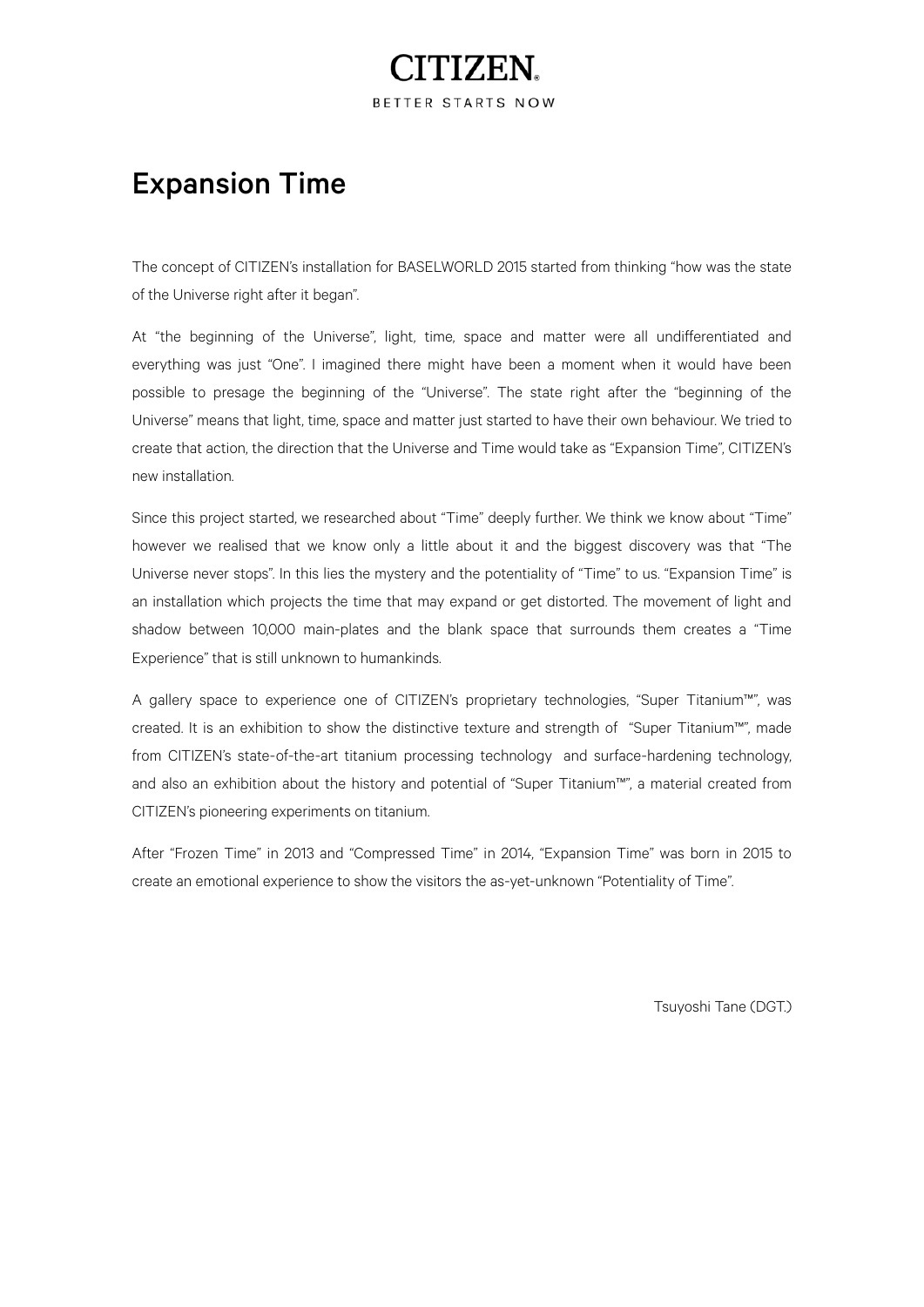CITIZEN

BETTER STARTS NOW

# Expansion Time

The concept of CITIZEN's installation for BASELWORLD 2015 started from thinking "how was the state of the Universe right after it began".

At "the beginning of the Universe", light, time, space and matter were all undifferentiated and everything was just "One". I imagined there might have been a moment when it would have been possible to presage the beginning of the "Universe". The state right after the "beginning of the Universe" means that light, time, space and matter just started to have their own behaviour. We tried to create that action, the direction that the Universe and Time would take as "Expansion Time", CITIZEN's new installation.

Since this project started, we researched about "Time" deeply further. We think we know about "Time" however we realised that we know only a little about it and the biggest discovery was that "The Universe never stops". In this lies the mystery and the potentiality of "Time" to us. "Expansion Time" is an installation which projects the time that may expand or get distorted. The movement of light and shadow between 10,000 main-plates and the blank space that surrounds them creates a "Time Experience" that is still unknown to humankinds.

A gallery space to experience one of CITIZEN's proprietary technologies, "Super Titanium™", was created. It is an exhibition to show the distinctive texture and strength of "Super Titanium™", made from CITIZEN's state-of-the-art titanium processing technology and surface-hardening technology, and also an exhibition about the history and potential of "Super Titanium™", a material created from CITIZEN's pioneering experiments on titanium.

After "Frozen Time" in 2013 and "Compressed Time" in 2014, "Expansion Time" was born in 2015 to create an emotional experience to show the visitors the as-yet-unknown "Potentiality of Time".

Tsuyoshi Tane (DGT.)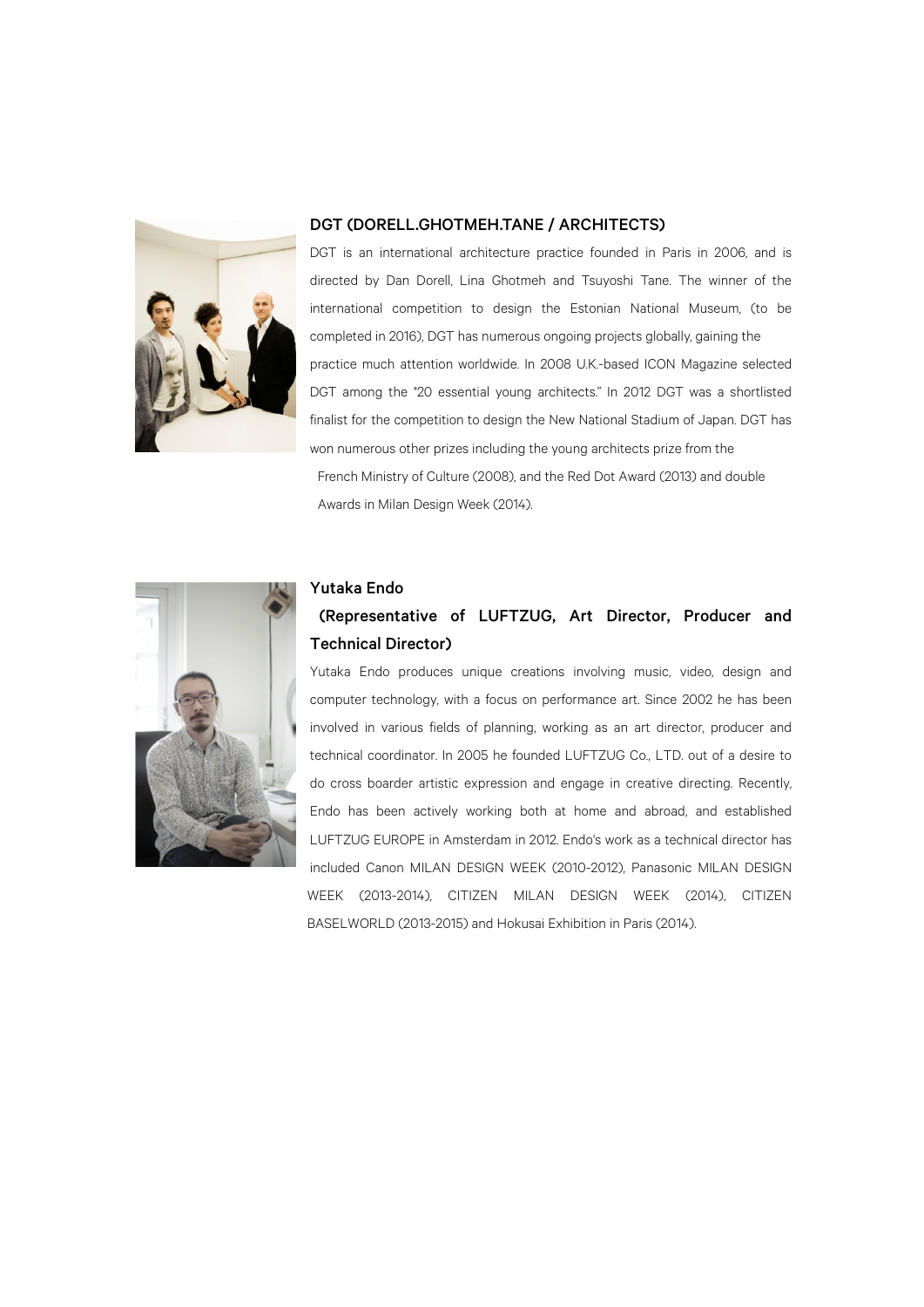## DGT (DORELL.GHOTMEH.TANE / ARCHITECTS)

DGT is an international architecture practice founded in Paris in 2006, and is directed by Dan Dorell, Lina Ghotmeh and Tsuyoshi Tane. The winner of the international competition to design the Estonian National Museum, (to be completed in 2016), DGT has numerous ongoing projects globally, gaining the practice much attention worldwide. In 2008 U.K.-based ICON Magazine selected DGT among the "20 essential young architects." In 2012 DGT was a shortlisted finalist for the competition to design the New National Stadium of Japan. DGT has won numerous other prizes including the young architects prize from the French Ministry of Culture (2008), and the Red Dot Award (2013) and double Awards in Milan Design Week (2014).

## Yutaka Endo

## (Representative of LUFTZUG, Art Director, Producer and Technical Director)

Yutaka Endo produces unique creations involving music, video, design and computer technology, with a focus on performance art. Since 2002 he has been involved in various fields of planning, working as an art director, producer and technical coordinator. In 2005 he founded LUFTZUG Co., LTD. out of a desire to do cross boarder artistic expression and engage in creative directing. Recently, Endo has been actively working both at home and abroad, and established LUFTZUG EUROPE in Amsterdam in 2012. Endo's work as a technical director has included Canon MILAN DESIGN WEEK (2010-2012), Panasonic MILAN DESIGN WEEK (2013-2014), CITIZEN MILAN DESIGN WEEK (2014), CITIZEN BASELWORLD (2013-2015) and Hokusai Exhibition in Paris (2014).